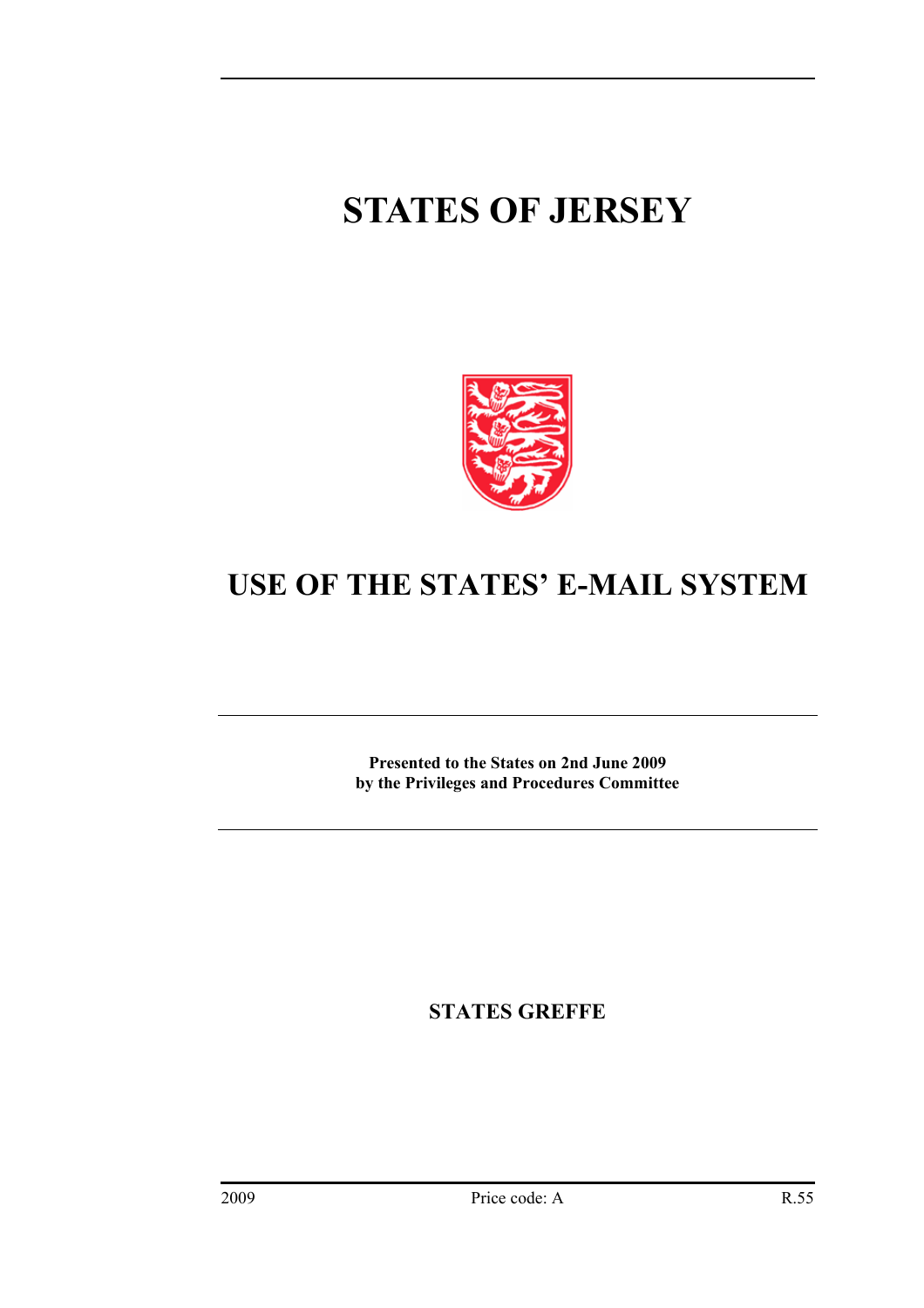# STATES OF JERSEY

## USE OF THE STATES' E-MAIL SYSTEM

**Presented to the States on 2nd June 2009**
**by the Privileges and Procedures Committee**

**STATES GREFFE**

2009 Price code: A R.55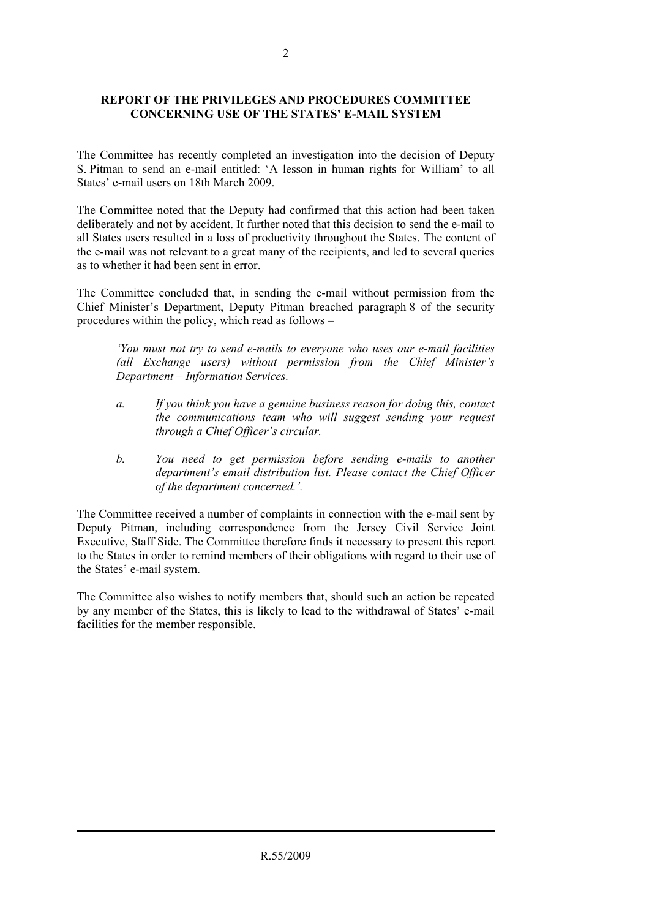**REPORT OF THE PRIVILEGES AND PROCEDURES COMMITTEE CONCERNING USE OF THE STATES' E-MAIL SYSTEM**

The Committee has recently completed an investigation into the decision of Deputy S. Pitman to send an e-mail entitled: 'A lesson in human rights for William' to all States' e-mail users on 18th March 2009.

The Committee noted that the Deputy had confirmed that this action had been taken deliberately and not by accident. It further noted that this decision to send the e-mail to all States users resulted in a loss of productivity throughout the States. The content of the e-mail was not relevant to a great many of the recipients, and led to several queries as to whether it had been sent in error.

The Committee concluded that, in sending the e-mail without permission from the Chief Minister's Department, Deputy Pitman breached paragraph 8 of the security procedures within the policy, which read as follows –

> *'You must not try to send e-mails to everyone who uses our e-mail facilities (all Exchange users) without permission from the Chief Minister's Department – Information Services.*
>
> *a. If you think you have a genuine business reason for doing this, contact the communications team who will suggest sending your request through a Chief Officer's circular.*
>
> *b. You need to get permission before sending e-mails to another department's email distribution list. Please contact the Chief Officer of the department concerned.'.*

The Committee received a number of complaints in connection with the e-mail sent by Deputy Pitman, including correspondence from the Jersey Civil Service Joint Executive, Staff Side. The Committee therefore finds it necessary to present this report to the States in order to remind members of their obligations with regard to their use of the States' e-mail system.

The Committee also wishes to notify members that, should such an action be repeated by any member of the States, this is likely to lead to the withdrawal of States' e-mail facilities for the member responsible.